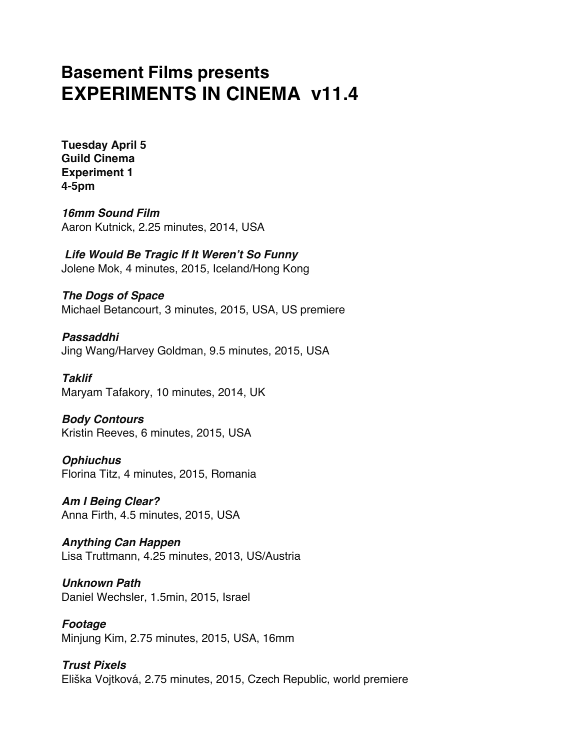# Basement Films presents
# EXPERIMENTS IN CINEMA v11.4

**Tuesday April 5**
**Guild Cinema**
**Experiment 1**
**4-5pm**

***16mm Sound Film***
Aaron Kutnick, 2.25 minutes, 2014, USA

***Life Would Be Tragic If It Weren't So Funny***
Jolene Mok, 4 minutes, 2015, Iceland/Hong Kong

***The Dogs of Space***
Michael Betancourt, 3 minutes, 2015, USA, US premiere

***Passaddhi***
Jing Wang/Harvey Goldman, 9.5 minutes, 2015, USA

***Taklif***
Maryam Tafakory, 10 minutes, 2014, UK

***Body Contours***
Kristin Reeves, 6 minutes, 2015, USA

***Ophiuchus***
Florina Titz, 4 minutes, 2015, Romania

***Am I Being Clear?***
Anna Firth, 4.5 minutes, 2015, USA

***Anything Can Happen***
Lisa Truttmann, 4.25 minutes, 2013, US/Austria

***Unknown Path***
Daniel Wechsler, 1.5min, 2015, Israel

***Footage***
Minjung Kim, 2.75 minutes, 2015, USA, 16mm

***Trust Pixels***
Eliška Vojtková, 2.75 minutes, 2015, Czech Republic, world premiere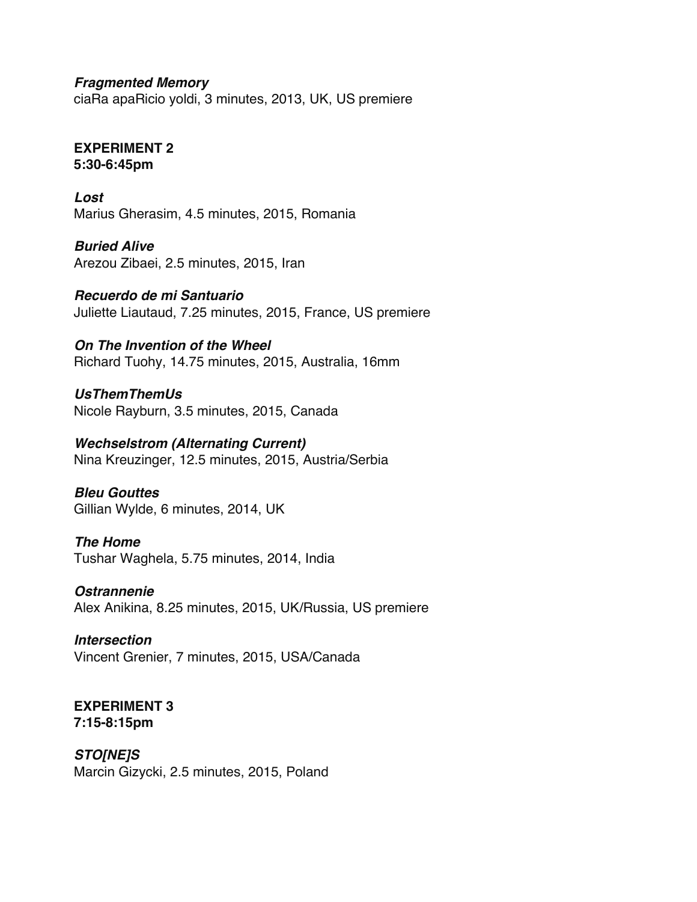***Fragmented Memory***
ciaRa apaRicio yoldi, 3 minutes, 2013, UK, US premiere

**EXPERIMENT 2**
**5:30-6:45pm**

***Lost***
Marius Gherasim, 4.5 minutes, 2015, Romania

***Buried Alive***
Arezou Zibaei, 2.5 minutes, 2015, Iran

***Recuerdo de mi Santuario***
Juliette Liautaud, 7.25 minutes, 2015, France, US premiere

***On The Invention of the Wheel***
Richard Tuohy, 14.75 minutes, 2015, Australia, 16mm

***UsThemThemUs***
Nicole Rayburn, 3.5 minutes, 2015, Canada

***Wechselstrom (Alternating Current)***
Nina Kreuzinger, 12.5 minutes, 2015, Austria/Serbia

***Bleu Gouttes***
Gillian Wylde, 6 minutes, 2014, UK

***The Home***
Tushar Waghela, 5.75 minutes, 2014, India

***Ostrannenie***
Alex Anikina, 8.25 minutes, 2015, UK/Russia, US premiere

***Intersection***
Vincent Grenier, 7 minutes, 2015, USA/Canada

**EXPERIMENT 3**
**7:15-8:15pm**

***STO[NE]S***
Marcin Gizycki, 2.5 minutes, 2015, Poland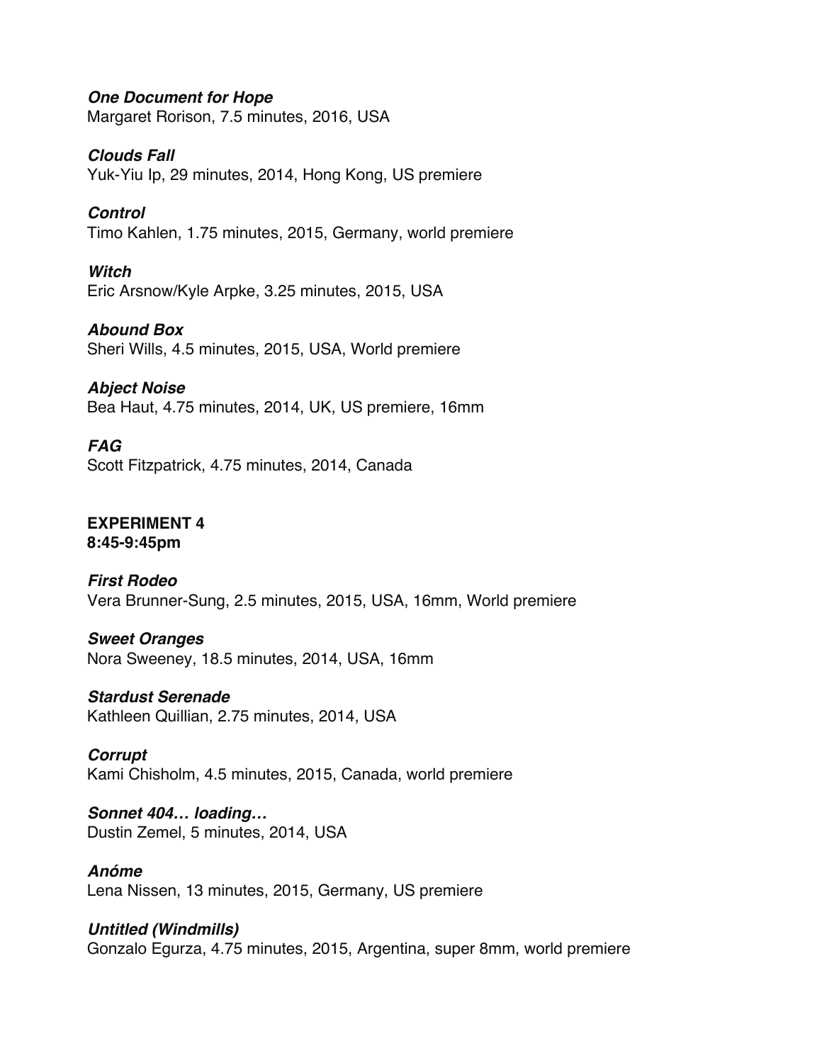***One Document for Hope***
Margaret Rorison, 7.5 minutes, 2016, USA

***Clouds Fall***
Yuk-Yiu Ip, 29 minutes, 2014, Hong Kong, US premiere

***Control***
Timo Kahlen, 1.75 minutes, 2015, Germany, world premiere

***Witch***
Eric Arsnow/Kyle Arpke, 3.25 minutes, 2015, USA

***Abound Box***
Sheri Wills, 4.5 minutes, 2015, USA, World premiere

***Abject Noise***
Bea Haut, 4.75 minutes, 2014, UK, US premiere, 16mm

***FAG***
Scott Fitzpatrick, 4.75 minutes, 2014, Canada

**EXPERIMENT 4**
**8:45-9:45pm**

***First Rodeo***
Vera Brunner-Sung, 2.5 minutes, 2015, USA, 16mm, World premiere

***Sweet Oranges***
Nora Sweeney, 18.5 minutes, 2014, USA, 16mm

***Stardust Serenade***
Kathleen Quillian, 2.75 minutes, 2014, USA

***Corrupt***
Kami Chisholm, 4.5 minutes, 2015, Canada, world premiere

***Sonnet 404… loading…***
Dustin Zemel, 5 minutes, 2014, USA

***Anóme***
Lena Nissen, 13 minutes, 2015, Germany, US premiere

***Untitled (Windmills)***
Gonzalo Egurza, 4.75 minutes, 2015, Argentina, super 8mm, world premiere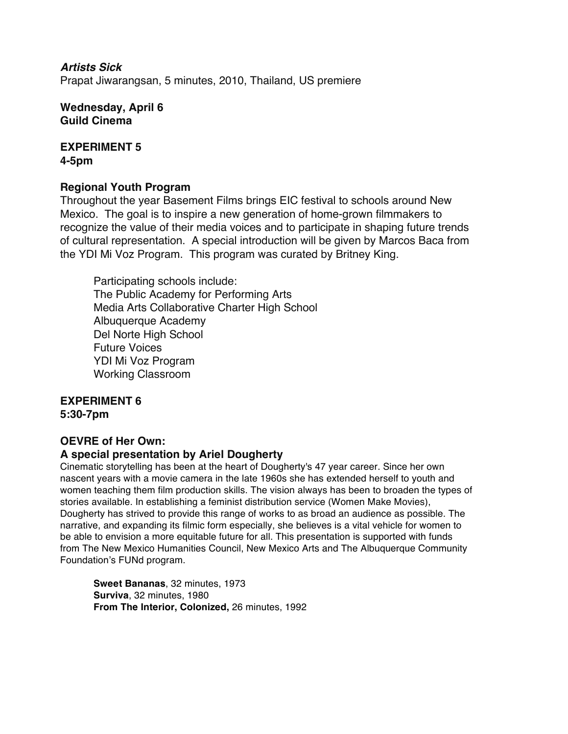***Artists Sick***
Prapat Jiwarangsan, 5 minutes, 2010, Thailand, US premiere

**Wednesday, April 6**
**Guild Cinema**

**EXPERIMENT 5**
**4-5pm**

**Regional Youth Program**
Throughout the year Basement Films brings EIC festival to schools around New Mexico. The goal is to inspire a new generation of home-grown filmmakers to recognize the value of their media voices and to participate in shaping future trends of cultural representation. A special introduction will be given by Marcos Baca from the YDI Mi Voz Program. This program was curated by Britney King.

Participating schools include:
The Public Academy for Performing Arts
Media Arts Collaborative Charter High School
Albuquerque Academy
Del Norte High School
Future Voices
YDI Mi Voz Program
Working Classroom

**EXPERIMENT 6**
**5:30-7pm**

**OEVRE of Her Own:**
**A special presentation by Ariel Dougherty**
Cinematic storytelling has been at the heart of Dougherty's 47 year career. Since her own nascent years with a movie camera in the late 1960s she has extended herself to youth and women teaching them film production skills. The vision always has been to broaden the types of stories available. In establishing a feminist distribution service (Women Make Movies), Dougherty has strived to provide this range of works to as broad an audience as possible. The narrative, and expanding its filmic form especially, she believes is a vital vehicle for women to be able to envision a more equitable future for all. This presentation is supported with funds from The New Mexico Humanities Council, New Mexico Arts and The Albuquerque Community Foundation's FUNd program.

**Sweet Bananas**, 32 minutes, 1973
**Surviva**, 32 minutes, 1980
**From The Interior, Colonized,** 26 minutes, 1992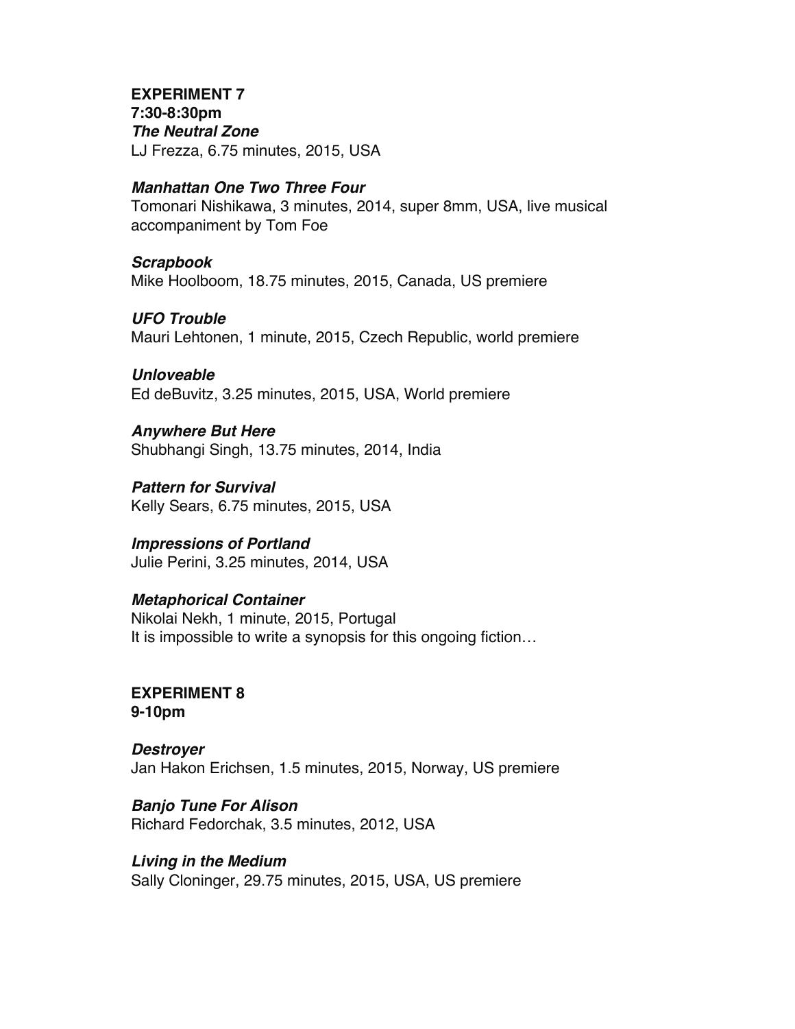**EXPERIMENT 7**
**7:30-8:30pm**

***The Neutral Zone***
LJ Frezza, 6.75 minutes, 2015, USA

***Manhattan One Two Three Four***
Tomonari Nishikawa, 3 minutes, 2014, super 8mm, USA, live musical accompaniment by Tom Foe

***Scrapbook***
Mike Hoolboom, 18.75 minutes, 2015, Canada, US premiere

***UFO Trouble***
Mauri Lehtonen, 1 minute, 2015, Czech Republic, world premiere

***Unloveable***
Ed deBuvitz, 3.25 minutes, 2015, USA, World premiere

***Anywhere But Here***
Shubhangi Singh, 13.75 minutes, 2014, India

***Pattern for Survival***
Kelly Sears, 6.75 minutes, 2015, USA

***Impressions of Portland***
Julie Perini, 3.25 minutes, 2014, USA

***Metaphorical Container***
Nikolai Nekh, 1 minute, 2015, Portugal
It is impossible to write a synopsis for this ongoing fiction…

**EXPERIMENT 8**
**9-10pm**

***Destroyer***
Jan Hakon Erichsen, 1.5 minutes, 2015, Norway, US premiere

***Banjo Tune For Alison***
Richard Fedorchak, 3.5 minutes, 2012, USA

***Living in the Medium***
Sally Cloninger, 29.75 minutes, 2015, USA, US premiere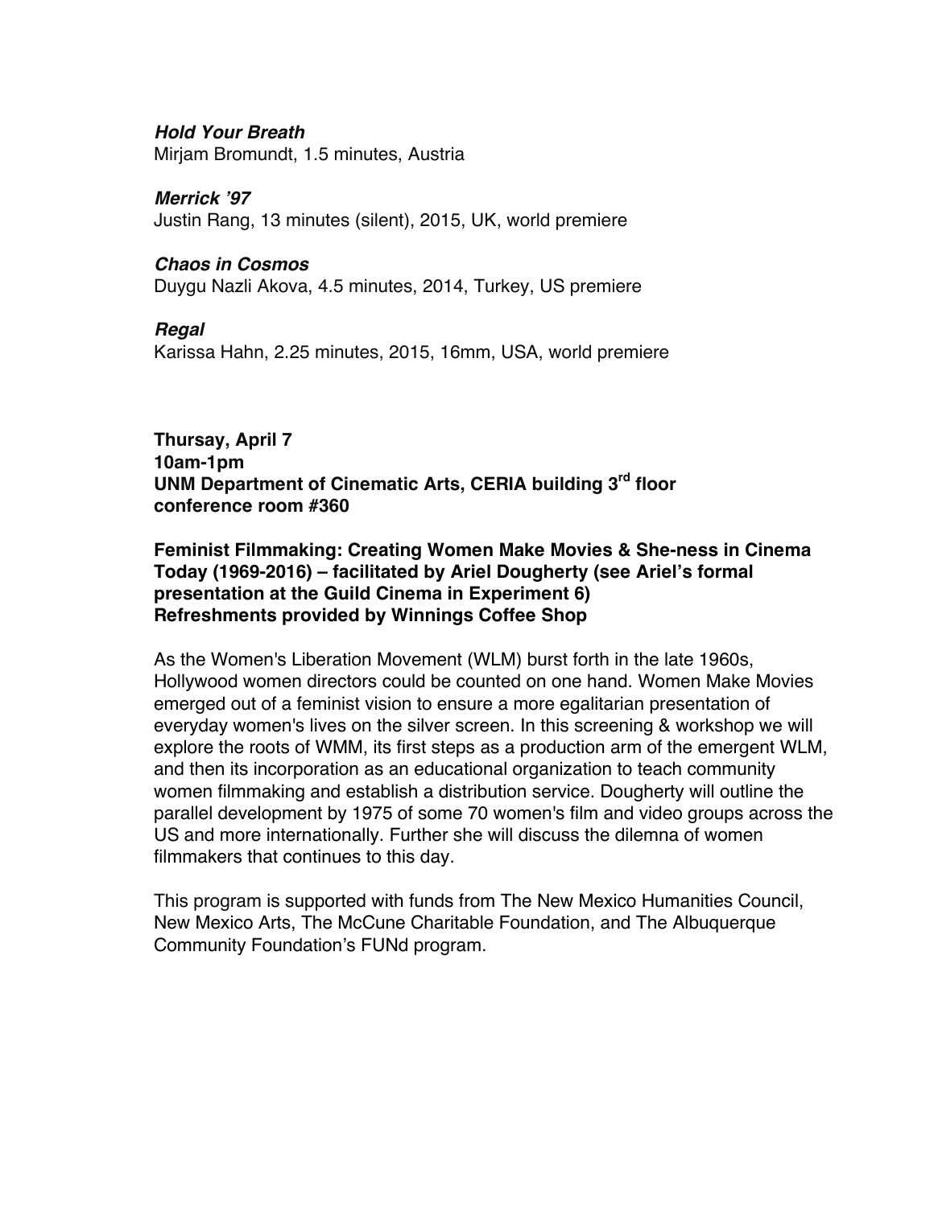***Hold Your Breath***
Mirjam Bromundt, 1.5 minutes, Austria

***Merrick '97***
Justin Rang, 13 minutes (silent), 2015, UK, world premiere

***Chaos in Cosmos***
Duygu Nazli Akova, 4.5 minutes, 2014, Turkey, US premiere

***Regal***
Karissa Hahn, 2.25 minutes, 2015, 16mm, USA, world premiere

**Thursay, April 7**
**10am-1pm**
**UNM Department of Cinematic Arts, CERIA building 3rd floor conference room #360**

**Feminist Filmmaking: Creating Women Make Movies & She-ness in Cinema Today (1969-2016) – facilitated by Ariel Dougherty (see Ariel's formal presentation at the Guild Cinema in Experiment 6)**
**Refreshments provided by Winnings Coffee Shop**

As the Women's Liberation Movement (WLM) burst forth in the late 1960s, Hollywood women directors could be counted on one hand. Women Make Movies emerged out of a feminist vision to ensure a more egalitarian presentation of everyday women's lives on the silver screen. In this screening & workshop we will explore the roots of WMM, its first steps as a production arm of the emergent WLM, and then its incorporation as an educational organization to teach community women filmmaking and establish a distribution service. Dougherty will outline the parallel development by 1975 of some 70 women's film and video groups across the US and more internationally. Further she will discuss the dilemna of women filmmakers that continues to this day.

This program is supported with funds from The New Mexico Humanities Council, New Mexico Arts, The McCune Charitable Foundation, and The Albuquerque Community Foundation's FUNd program.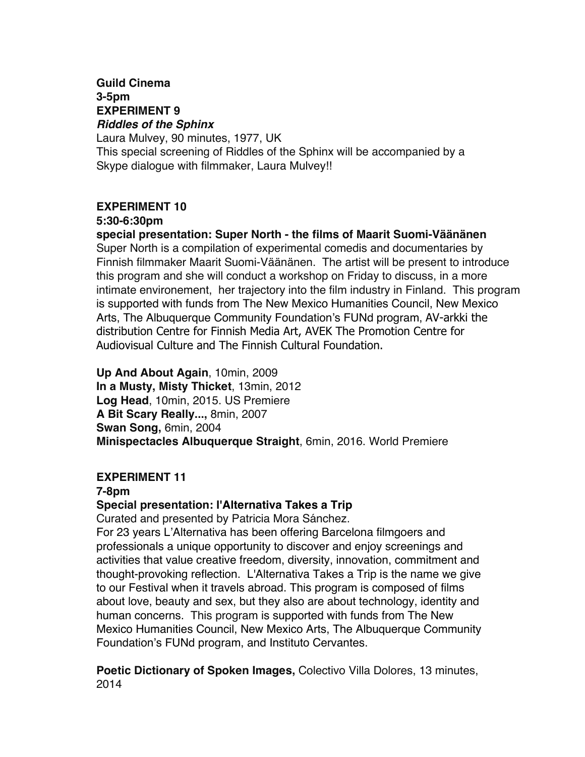**Guild Cinema**
**3-5pm**
**EXPERIMENT 9**
***Riddles of the Sphinx***
Laura Mulvey, 90 minutes, 1977, UK
This special screening of Riddles of the Sphinx will be accompanied by a Skype dialogue with filmmaker, Laura Mulvey!!

**EXPERIMENT 10**
**5:30-6:30pm**
**special presentation: Super North - the films of Maarit Suomi-Väänänen**
Super North is a compilation of experimental comedis and documentaries by Finnish filmmaker Maarit Suomi-Väänänen. The artist will be present to introduce this program and she will conduct a workshop on Friday to discuss, in a more intimate environement, her trajectory into the film industry in Finland. This program is supported with funds from The New Mexico Humanities Council, New Mexico Arts, The Albuquerque Community Foundation's FUNd program, AV-arkki the distribution Centre for Finnish Media Art, AVEK The Promotion Centre for Audiovisual Culture and The Finnish Cultural Foundation.

**Up And About Again**, 10min, 2009
**In a Musty, Misty Thicket**, 13min, 2012
**Log Head**, 10min, 2015. US Premiere
**A Bit Scary Really...,** 8min, 2007
**Swan Song,** 6min, 2004
**Minispectacles Albuquerque Straight**, 6min, 2016. World Premiere

**EXPERIMENT 11**
**7-8pm**
**Special presentation: l'Alternativa Takes a Trip**
Curated and presented by Patricia Mora Sánchez.
For 23 years L'Alternativa has been offering Barcelona filmgoers and professionals a unique opportunity to discover and enjoy screenings and activities that value creative freedom, diversity, innovation, commitment and thought-provoking reflection. L'Alternativa Takes a Trip is the name we give to our Festival when it travels abroad. This program is composed of films about love, beauty and sex, but they also are about technology, identity and human concerns. This program is supported with funds from The New Mexico Humanities Council, New Mexico Arts, The Albuquerque Community Foundation's FUNd program, and Instituto Cervantes.

**Poetic Dictionary of Spoken Images,** Colectivo Villa Dolores, 13 minutes, 2014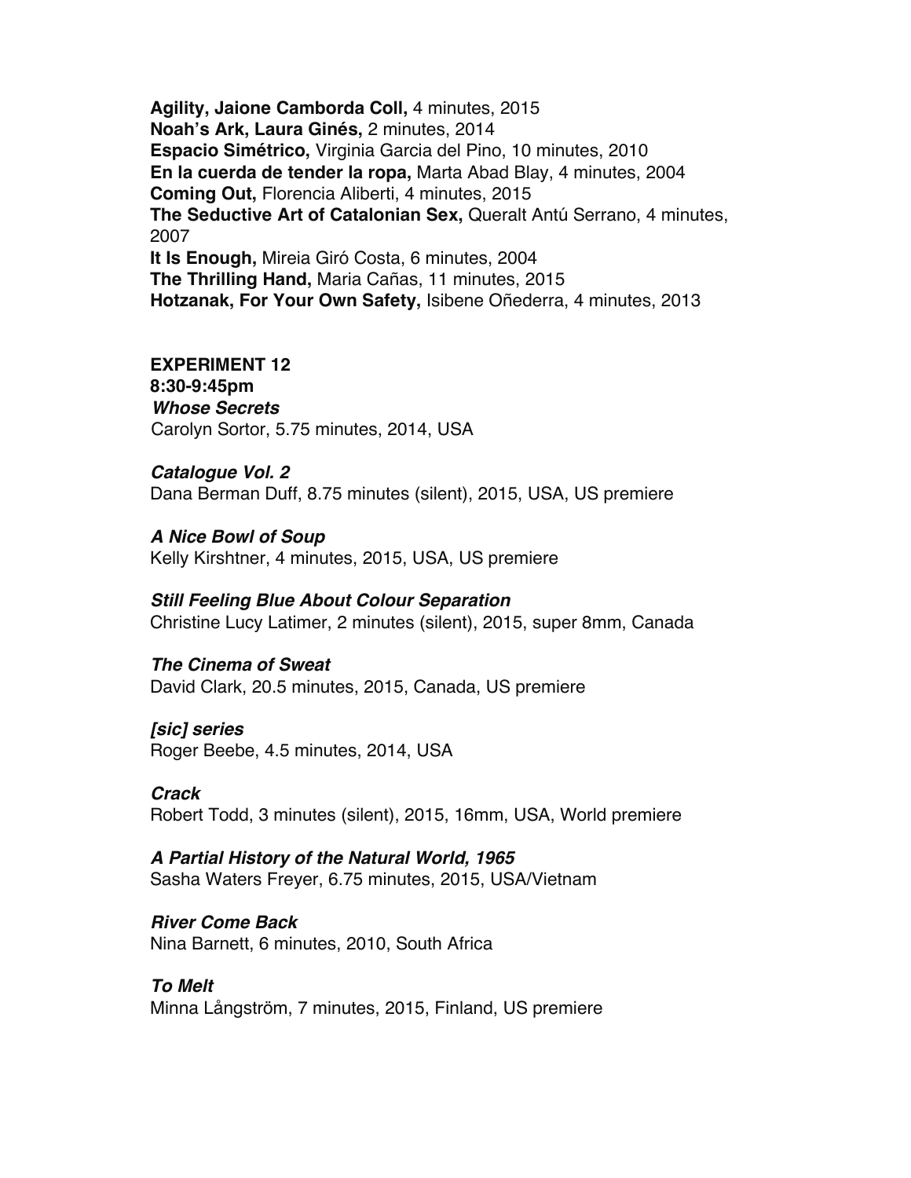**Agility, Jaione Camborda Coll,** 4 minutes, 2015
**Noah's Ark, Laura Ginés,** 2 minutes, 2014
**Espacio Simétrico,** Virginia Garcia del Pino, 10 minutes, 2010
**En la cuerda de tender la ropa,** Marta Abad Blay, 4 minutes, 2004
**Coming Out,** Florencia Aliberti, 4 minutes, 2015
**The Seductive Art of Catalonian Sex,** Queralt Antú Serrano, 4 minutes, 2007
**It Is Enough,** Mireia Giró Costa, 6 minutes, 2004
**The Thrilling Hand,** Maria Cañas, 11 minutes, 2015
**Hotzanak, For Your Own Safety,** Isibene Oñederra, 4 minutes, 2013

**EXPERIMENT 12**
**8:30-9:45pm**

***Whose Secrets***
Carolyn Sortor, 5.75 minutes, 2014, USA

***Catalogue Vol. 2***
Dana Berman Duff, 8.75 minutes (silent), 2015, USA, US premiere

***A Nice Bowl of Soup***
Kelly Kirshtner, 4 minutes, 2015, USA, US premiere

***Still Feeling Blue About Colour Separation***
Christine Lucy Latimer, 2 minutes (silent), 2015, super 8mm, Canada

***The Cinema of Sweat***
David Clark, 20.5 minutes, 2015, Canada, US premiere

***[sic] series***
Roger Beebe, 4.5 minutes, 2014, USA

***Crack***
Robert Todd, 3 minutes (silent), 2015, 16mm, USA, World premiere

***A Partial History of the Natural World, 1965***
Sasha Waters Freyer, 6.75 minutes, 2015, USA/Vietnam

***River Come Back***
Nina Barnett, 6 minutes, 2010, South Africa

***To Melt***
Minna Långström, 7 minutes, 2015, Finland, US premiere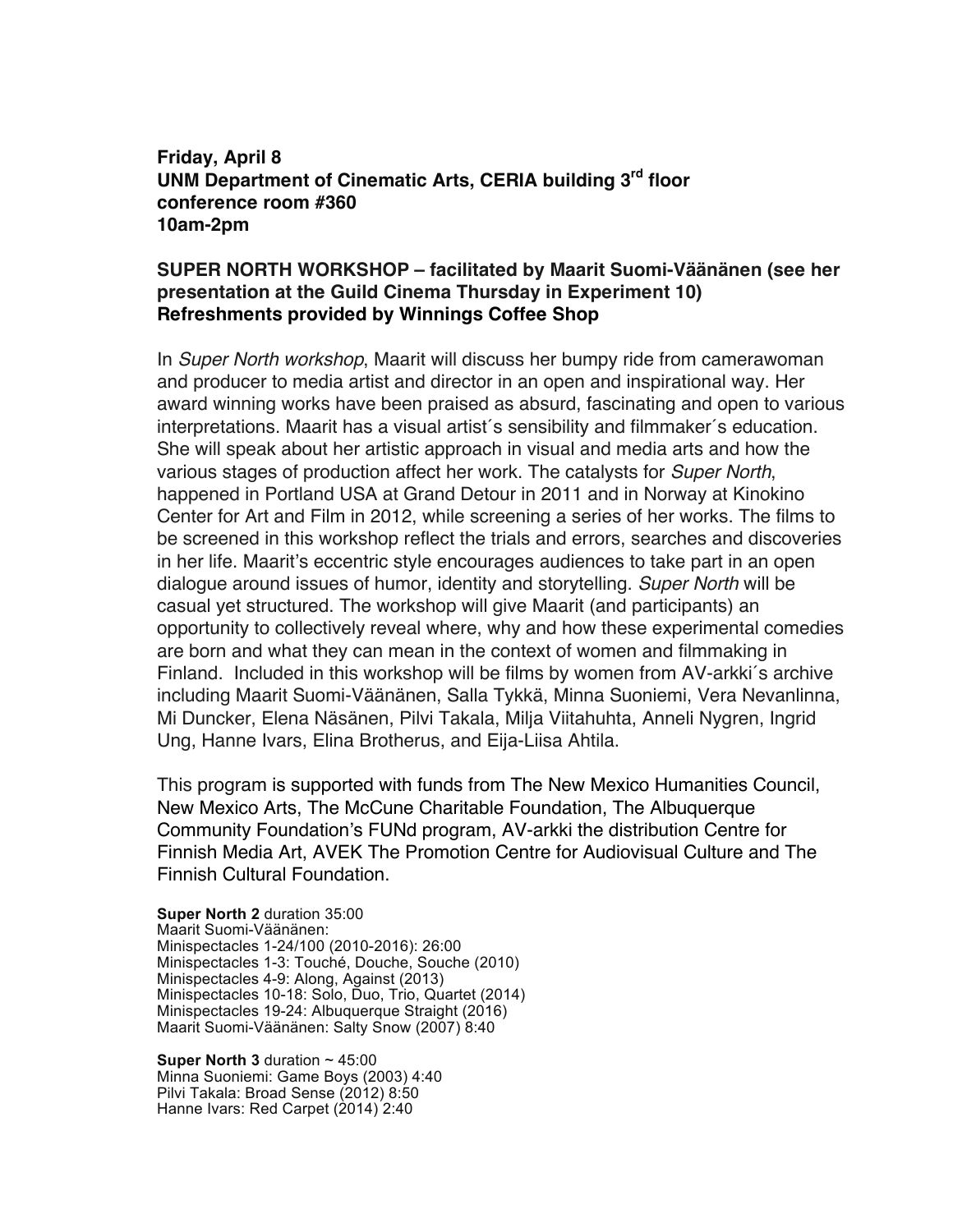**Friday, April 8**
**UNM Department of Cinematic Arts, CERIA building 3rd floor conference room #360**
**10am-2pm**

**SUPER NORTH WORKSHOP – facilitated by Maarit Suomi-Väänänen (see her presentation at the Guild Cinema Thursday in Experiment 10)**
**Refreshments provided by Winnings Coffee Shop**

In *Super North workshop*, Maarit will discuss her bumpy ride from camerawoman and producer to media artist and director in an open and inspirational way. Her award winning works have been praised as absurd, fascinating and open to various interpretations. Maarit has a visual artist´s sensibility and filmmaker´s education. She will speak about her artistic approach in visual and media arts and how the various stages of production affect her work. The catalysts for *Super North*, happened in Portland USA at Grand Detour in 2011 and in Norway at Kinokino Center for Art and Film in 2012, while screening a series of her works. The films to be screened in this workshop reflect the trials and errors, searches and discoveries in her life. Maarit's eccentric style encourages audiences to take part in an open dialogue around issues of humor, identity and storytelling. *Super North* will be casual yet structured. The workshop will give Maarit (and participants) an opportunity to collectively reveal where, why and how these experimental comedies are born and what they can mean in the context of women and filmmaking in Finland. Included in this workshop will be films by women from AV-arkki´s archive including Maarit Suomi-Väänänen, Salla Tykkä, Minna Suoniemi, Vera Nevanlinna, Mi Duncker, Elena Näsänen, Pilvi Takala, Milja Viitahuhta, Anneli Nygren, Ingrid Ung, Hanne Ivars, Elina Brotherus, and Eija-Liisa Ahtila.

This program is supported with funds from The New Mexico Humanities Council, New Mexico Arts, The McCune Charitable Foundation, The Albuquerque Community Foundation's FUNd program, AV-arkki the distribution Centre for Finnish Media Art, AVEK The Promotion Centre for Audiovisual Culture and The Finnish Cultural Foundation.

**Super North 2** duration 35:00
Maarit Suomi-Väänänen:
Minispectacles 1-24/100 (2010-2016): 26:00
Minispectacles 1-3: Touché, Douche, Souche (2010)
Minispectacles 4-9: Along, Against (2013)
Minispectacles 10-18: Solo, Duo, Trio, Quartet (2014)
Minispectacles 19-24: Albuquerque Straight (2016)
Maarit Suomi-Väänänen: Salty Snow (2007) 8:40

**Super North 3** duration ~ 45:00
Minna Suoniemi: Game Boys (2003) 4:40
Pilvi Takala: Broad Sense (2012) 8:50
Hanne Ivars: Red Carpet (2014) 2:40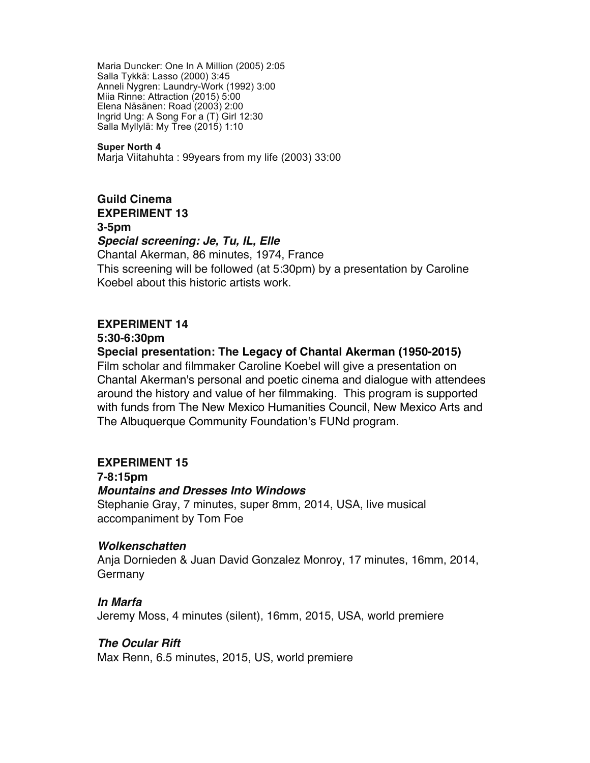Maria Duncker: One In A Million (2005) 2:05
Salla Tykkä: Lasso (2000) 3:45
Anneli Nygren: Laundry-Work (1992) 3:00
Miia Rinne: Attraction (2015) 5:00
Elena Näsänen: Road (2003) 2:00
Ingrid Ung: A Song For a (T) Girl 12:30
Salla Myllylä: My Tree (2015) 1:10

**Super North 4**
Marja Viitahuhta : 99years from my life (2003) 33:00

**Guild Cinema**
**EXPERIMENT 13**
**3-5pm**
***Special screening: Je, Tu, IL, Elle***
Chantal Akerman, 86 minutes, 1974, France
This screening will be followed (at 5:30pm) by a presentation by Caroline Koebel about this historic artists work.

**EXPERIMENT 14**
**5:30-6:30pm**
**Special presentation: The Legacy of Chantal Akerman (1950-2015)**
Film scholar and filmmaker Caroline Koebel will give a presentation on Chantal Akerman's personal and poetic cinema and dialogue with attendees around the history and value of her filmmaking. This program is supported with funds from The New Mexico Humanities Council, New Mexico Arts and The Albuquerque Community Foundation's FUNd program.

**EXPERIMENT 15**
**7-8:15pm**
***Mountains and Dresses Into Windows***
Stephanie Gray, 7 minutes, super 8mm, 2014, USA, live musical accompaniment by Tom Foe

***Wolkenschatten***
Anja Dornieden & Juan David Gonzalez Monroy, 17 minutes, 16mm, 2014, Germany

***In Marfa***
Jeremy Moss, 4 minutes (silent), 16mm, 2015, USA, world premiere

***The Ocular Rift***
Max Renn, 6.5 minutes, 2015, US, world premiere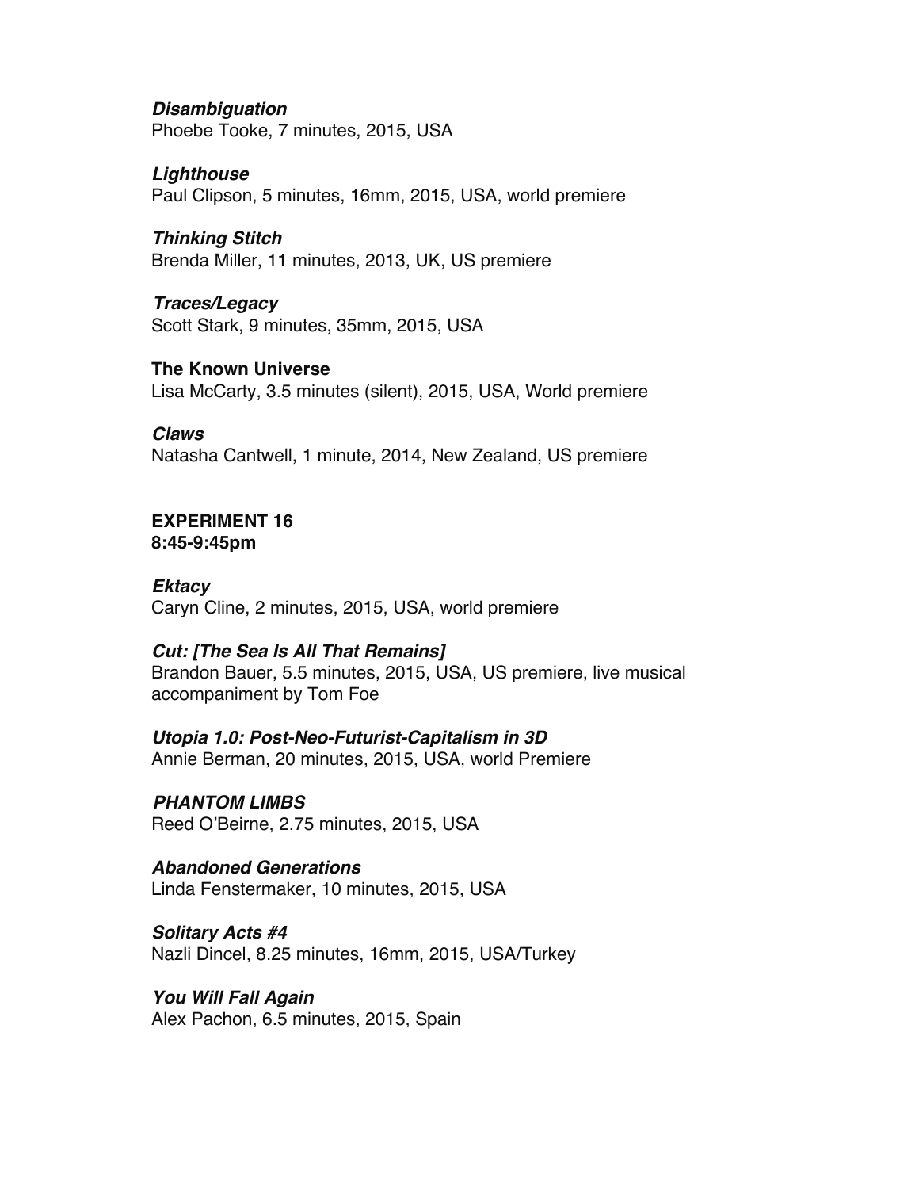***Disambiguation***
Phoebe Tooke, 7 minutes, 2015, USA

***Lighthouse***
Paul Clipson, 5 minutes, 16mm, 2015, USA, world premiere

***Thinking Stitch***
Brenda Miller, 11 minutes, 2013, UK, US premiere

***Traces/Legacy***
Scott Stark, 9 minutes, 35mm, 2015, USA

**The Known Universe**
Lisa McCarty, 3.5 minutes (silent), 2015, USA, World premiere

***Claws***
Natasha Cantwell, 1 minute, 2014, New Zealand, US premiere

**EXPERIMENT 16**
**8:45-9:45pm**

***Ektacy***
Caryn Cline, 2 minutes, 2015, USA, world premiere

***Cut: [The Sea Is All That Remains]***
Brandon Bauer, 5.5 minutes, 2015, USA, US premiere, live musical accompaniment by Tom Foe

***Utopia 1.0: Post-Neo-Futurist-Capitalism in 3D***
Annie Berman, 20 minutes, 2015, USA, world Premiere

***PHANTOM LIMBS***
Reed O'Beirne, 2.75 minutes, 2015, USA

***Abandoned Generations***
Linda Fenstermaker, 10 minutes, 2015, USA

***Solitary Acts #4***
Nazli Dincel, 8.25 minutes, 16mm, 2015, USA/Turkey

***You Will Fall Again***
Alex Pachon, 6.5 minutes, 2015, Spain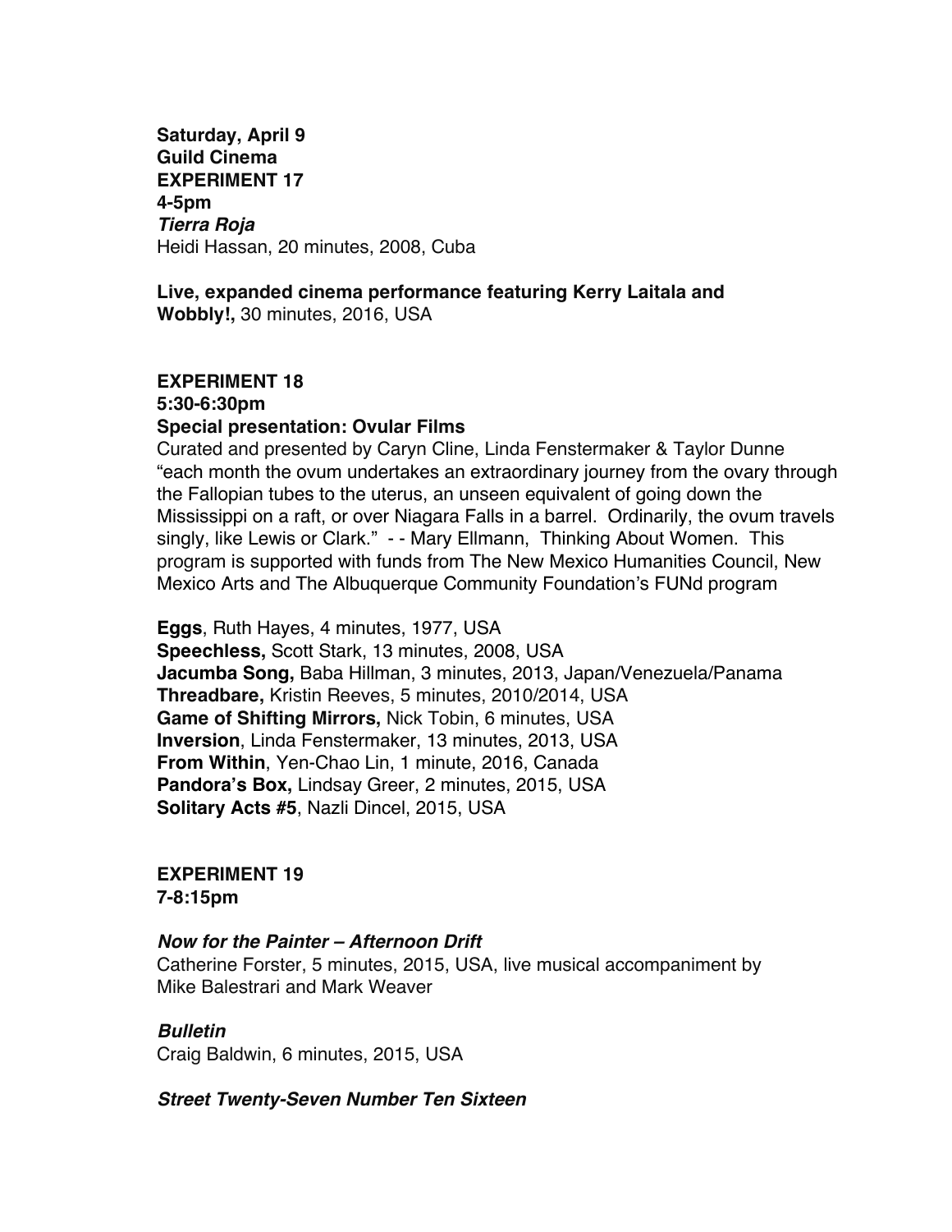**Saturday, April 9**
**Guild Cinema**
**EXPERIMENT 17**
**4-5pm**
***Tierra Roja***
Heidi Hassan, 20 minutes, 2008, Cuba

**Live, expanded cinema performance featuring Kerry Laitala and Wobbly!,** 30 minutes, 2016, USA

**EXPERIMENT 18**
**5:30-6:30pm**
**Special presentation: Ovular Films**
Curated and presented by Caryn Cline, Linda Fenstermaker & Taylor Dunne "each month the ovum undertakes an extraordinary journey from the ovary through the Fallopian tubes to the uterus, an unseen equivalent of going down the Mississippi on a raft, or over Niagara Falls in a barrel. Ordinarily, the ovum travels singly, like Lewis or Clark." - - Mary Ellmann, Thinking About Women. This program is supported with funds from The New Mexico Humanities Council, New Mexico Arts and The Albuquerque Community Foundation's FUNd program

**Eggs**, Ruth Hayes, 4 minutes, 1977, USA
**Speechless,** Scott Stark, 13 minutes, 2008, USA
**Jacumba Song,** Baba Hillman, 3 minutes, 2013, Japan/Venezuela/Panama
**Threadbare,** Kristin Reeves, 5 minutes, 2010/2014, USA
**Game of Shifting Mirrors,** Nick Tobin, 6 minutes, USA
**Inversion**, Linda Fenstermaker, 13 minutes, 2013, USA
**From Within**, Yen-Chao Lin, 1 minute, 2016, Canada
**Pandora's Box,** Lindsay Greer, 2 minutes, 2015, USA
**Solitary Acts #5**, Nazli Dincel, 2015, USA

**EXPERIMENT 19**
**7-8:15pm**

***Now for the Painter – Afternoon Drift***
Catherine Forster, 5 minutes, 2015, USA, live musical accompaniment by Mike Balestrari and Mark Weaver

***Bulletin***
Craig Baldwin, 6 minutes, 2015, USA

***Street Twenty-Seven Number Ten Sixteen***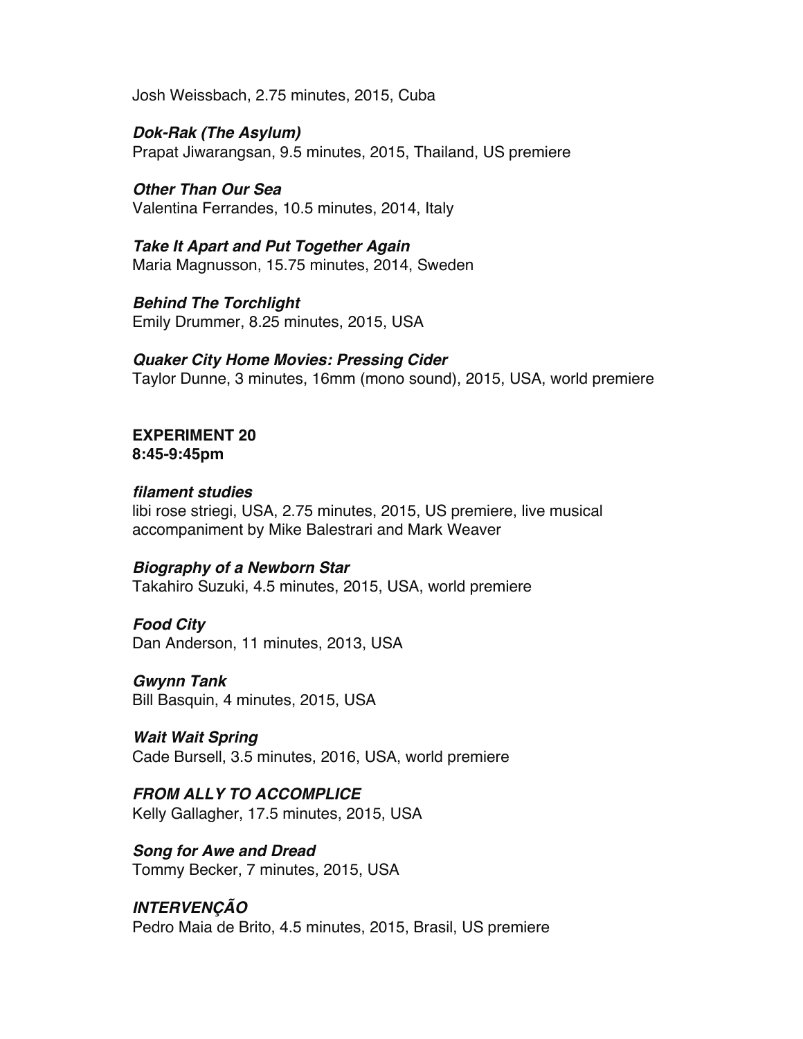Josh Weissbach, 2.75 minutes, 2015, Cuba

***Dok-Rak (The Asylum)***
Prapat Jiwarangsan, 9.5 minutes, 2015, Thailand, US premiere

***Other Than Our Sea***
Valentina Ferrandes, 10.5 minutes, 2014, Italy

***Take It Apart and Put Together Again***
Maria Magnusson, 15.75 minutes, 2014, Sweden

***Behind The Torchlight***
Emily Drummer, 8.25 minutes, 2015, USA

***Quaker City Home Movies: Pressing Cider***
Taylor Dunne, 3 minutes, 16mm (mono sound), 2015, USA, world premiere

**EXPERIMENT 20**
**8:45-9:45pm**

***filament studies***
libi rose striegi, USA, 2.75 minutes, 2015, US premiere, live musical accompaniment by Mike Balestrari and Mark Weaver

***Biography of a Newborn Star***
Takahiro Suzuki, 4.5 minutes, 2015, USA, world premiere

***Food City***
Dan Anderson, 11 minutes, 2013, USA

***Gwynn Tank***
Bill Basquin, 4 minutes, 2015, USA

***Wait Wait Spring***
Cade Bursell, 3.5 minutes, 2016, USA, world premiere

***FROM ALLY TO ACCOMPLICE***
Kelly Gallagher, 17.5 minutes, 2015, USA

***Song for Awe and Dread***
Tommy Becker, 7 minutes, 2015, USA

***INTERVENÇÃO***
Pedro Maia de Brito, 4.5 minutes, 2015, Brasil, US premiere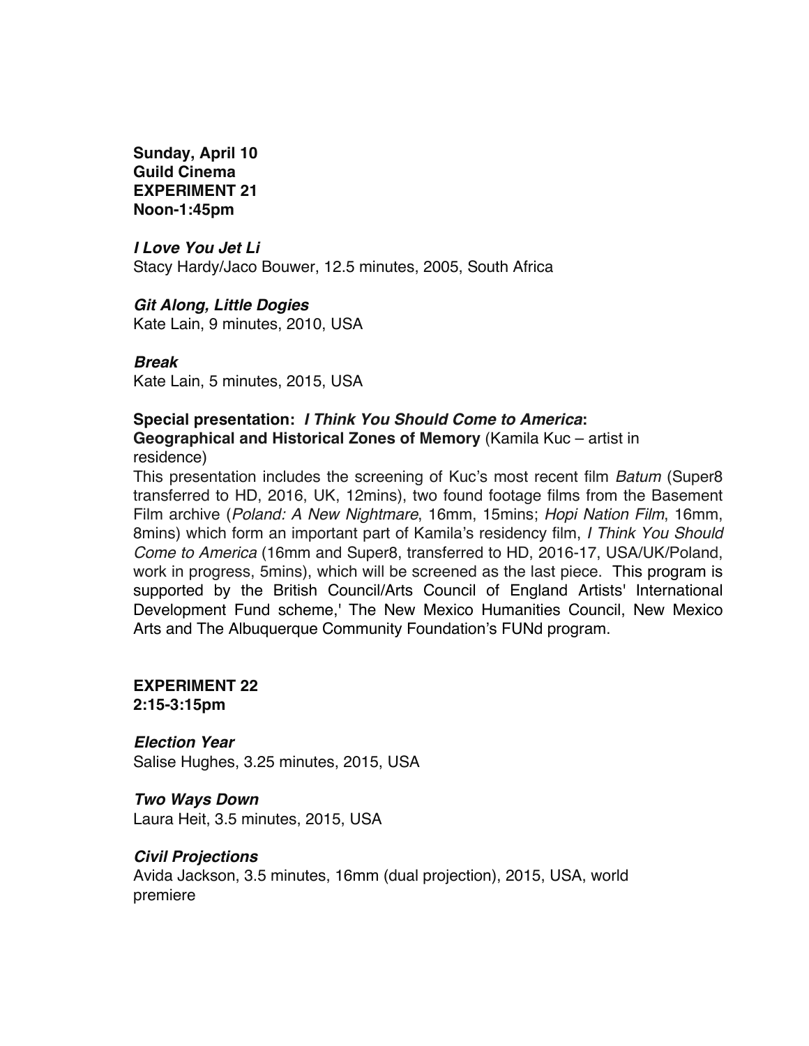**Sunday, April 10**
**Guild Cinema**
**EXPERIMENT 21**
**Noon-1:45pm**

***I Love You Jet Li***
Stacy Hardy/Jaco Bouwer, 12.5 minutes, 2005, South Africa

***Git Along, Little Dogies***
Kate Lain, 9 minutes, 2010, USA

***Break***
Kate Lain, 5 minutes, 2015, USA

**Special presentation:** ***I Think You Should Come to America*****:**
**Geographical and Historical Zones of Memory** (Kamila Kuc – artist in residence)
This presentation includes the screening of Kuc's most recent film *Batum* (Super8 transferred to HD, 2016, UK, 12mins), two found footage films from the Basement Film archive (*Poland: A New Nightmare*, 16mm, 15mins; *Hopi Nation Film*, 16mm, 8mins) which form an important part of Kamila's residency film, *I Think You Should Come to America* (16mm and Super8, transferred to HD, 2016-17, USA/UK/Poland, work in progress, 5mins), which will be screened as the last piece. This program is supported by the British Council/Arts Council of England Artists' International Development Fund scheme,' The New Mexico Humanities Council, New Mexico Arts and The Albuquerque Community Foundation's FUNd program.

**EXPERIMENT 22**
**2:15-3:15pm**

***Election Year***
Salise Hughes, 3.25 minutes, 2015, USA

***Two Ways Down***
Laura Heit, 3.5 minutes, 2015, USA

***Civil Projections***
Avida Jackson, 3.5 minutes, 16mm (dual projection), 2015, USA, world premiere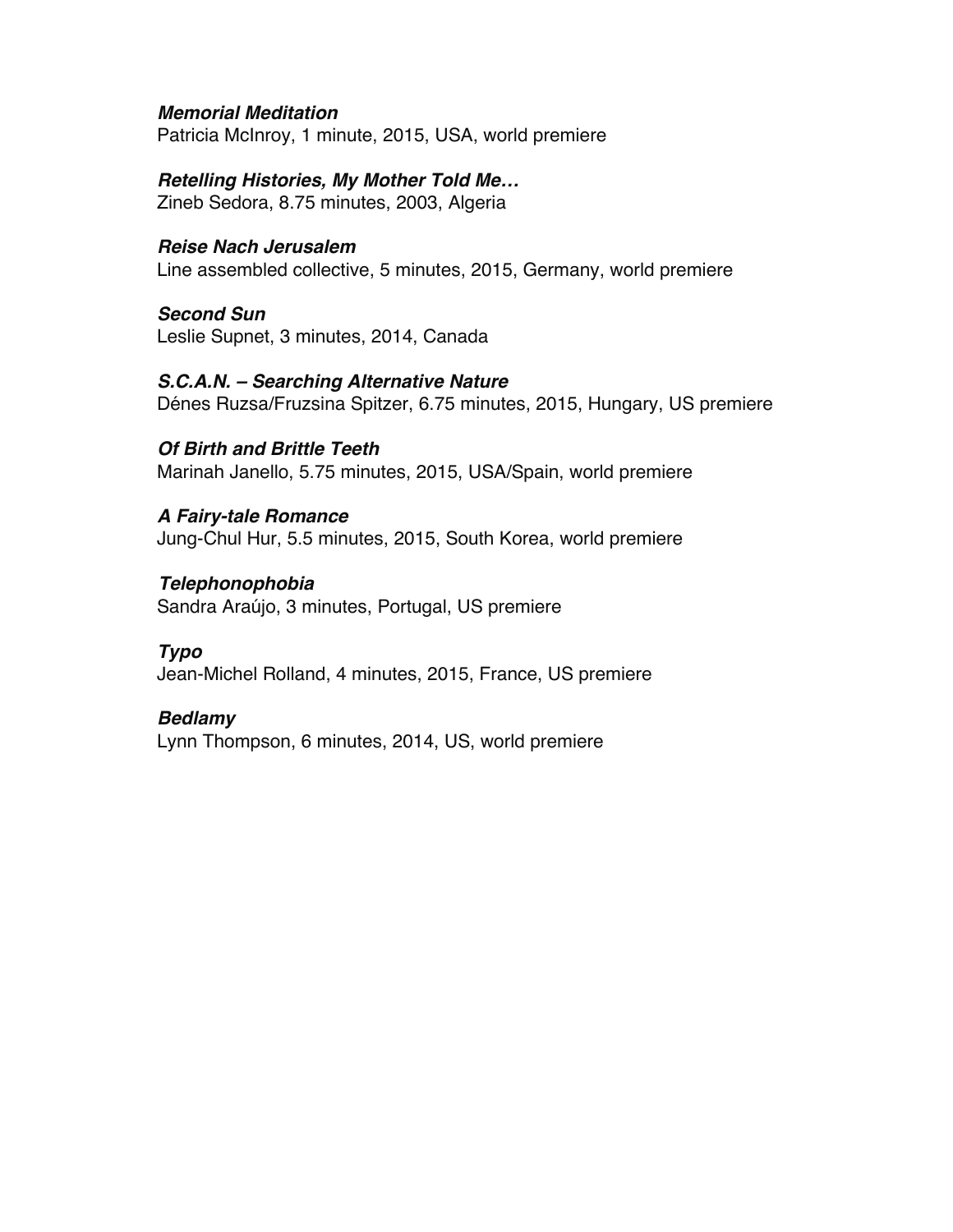***Memorial Meditation***
Patricia McInroy, 1 minute, 2015, USA, world premiere

***Retelling Histories, My Mother Told Me…***
Zineb Sedora, 8.75 minutes, 2003, Algeria

***Reise Nach Jerusalem***
Line assembled collective, 5 minutes, 2015, Germany, world premiere

***Second Sun***
Leslie Supnet, 3 minutes, 2014, Canada

***S.C.A.N. – Searching Alternative Nature***
Dénes Ruzsa/Fruzsina Spitzer, 6.75 minutes, 2015, Hungary, US premiere

***Of Birth and Brittle Teeth***
Marinah Janello, 5.75 minutes, 2015, USA/Spain, world premiere

***A Fairy-tale Romance***
Jung-Chul Hur, 5.5 minutes, 2015, South Korea, world premiere

***Telephonophobia***
Sandra Araújo, 3 minutes, Portugal, US premiere

***Typo***
Jean-Michel Rolland, 4 minutes, 2015, France, US premiere

***Bedlamy***
Lynn Thompson, 6 minutes, 2014, US, world premiere